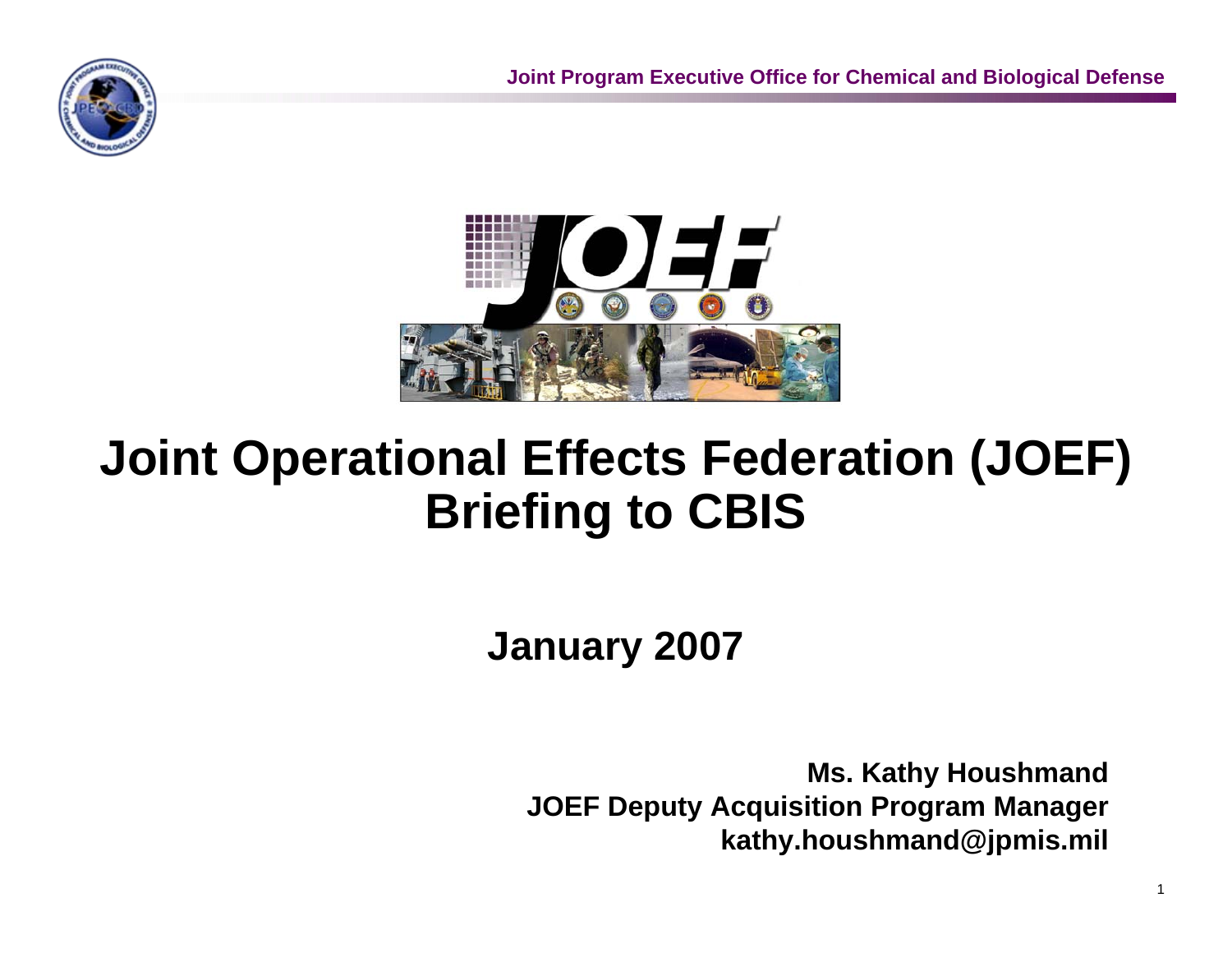# Joint Operational Effects Federation (JOEF) Briefing to CBIS

**January 2007**

**Ms. Kathy Houshmand**
**JOEF Deputy Acquisition Program Manager**
**kathy.houshmand@jpmis.mil**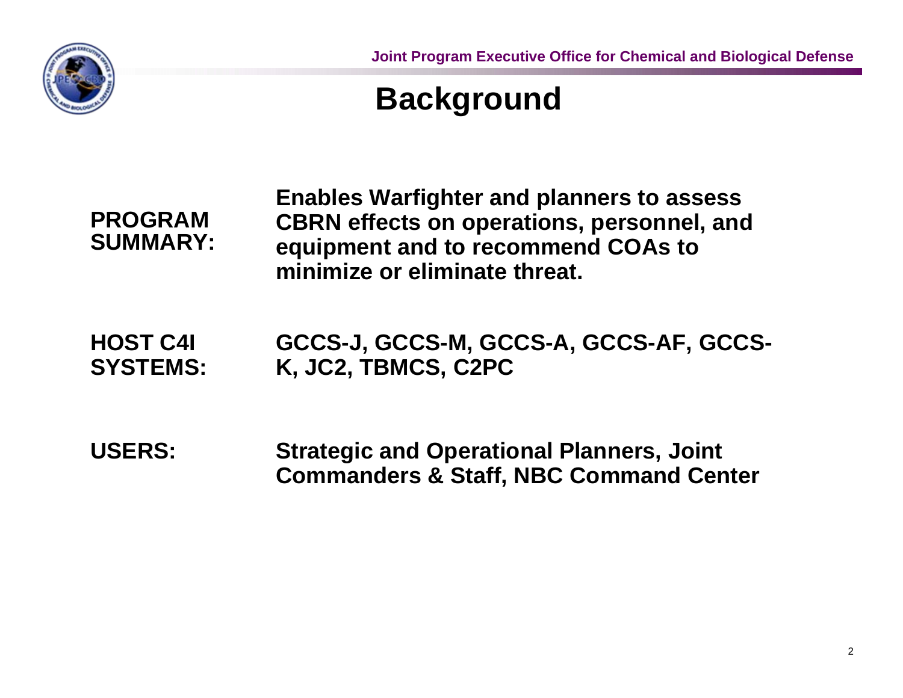# Background

| | |
|---|---|
| **PROGRAM SUMMARY:** | **Enables Warfighter and planners to assess CBRN effects on operations, personnel, and equipment and to recommend COAs to minimize or eliminate threat.** |
| **HOST C4I SYSTEMS:** | **GCCS-J, GCCS-M, GCCS-A, GCCS-AF, GCCS-K, JC2, TBMCS, C2PC** |
| **USERS:** | **Strategic and Operational Planners, Joint Commanders & Staff, NBC Command Center** |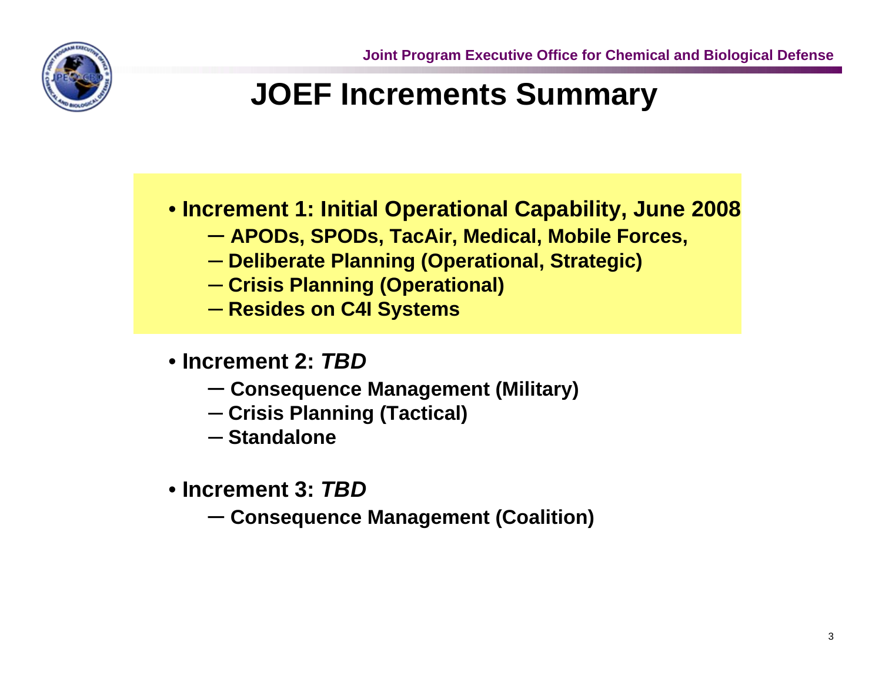# JOEF Increments Summary

- **Increment 1: Initial Operational Capability, June 2008**
  - **APODs, SPODs, TacAir, Medical, Mobile Forces,**
  - **Deliberate Planning (Operational, Strategic)**
  - **Crisis Planning (Operational)**
  - **Resides on C4I Systems**

- **Increment 2: *TBD***
  - **Consequence Management (Military)**
  - **Crisis Planning (Tactical)**
  - **Standalone**

- **Increment 3: *TBD***
  - **Consequence Management (Coalition)**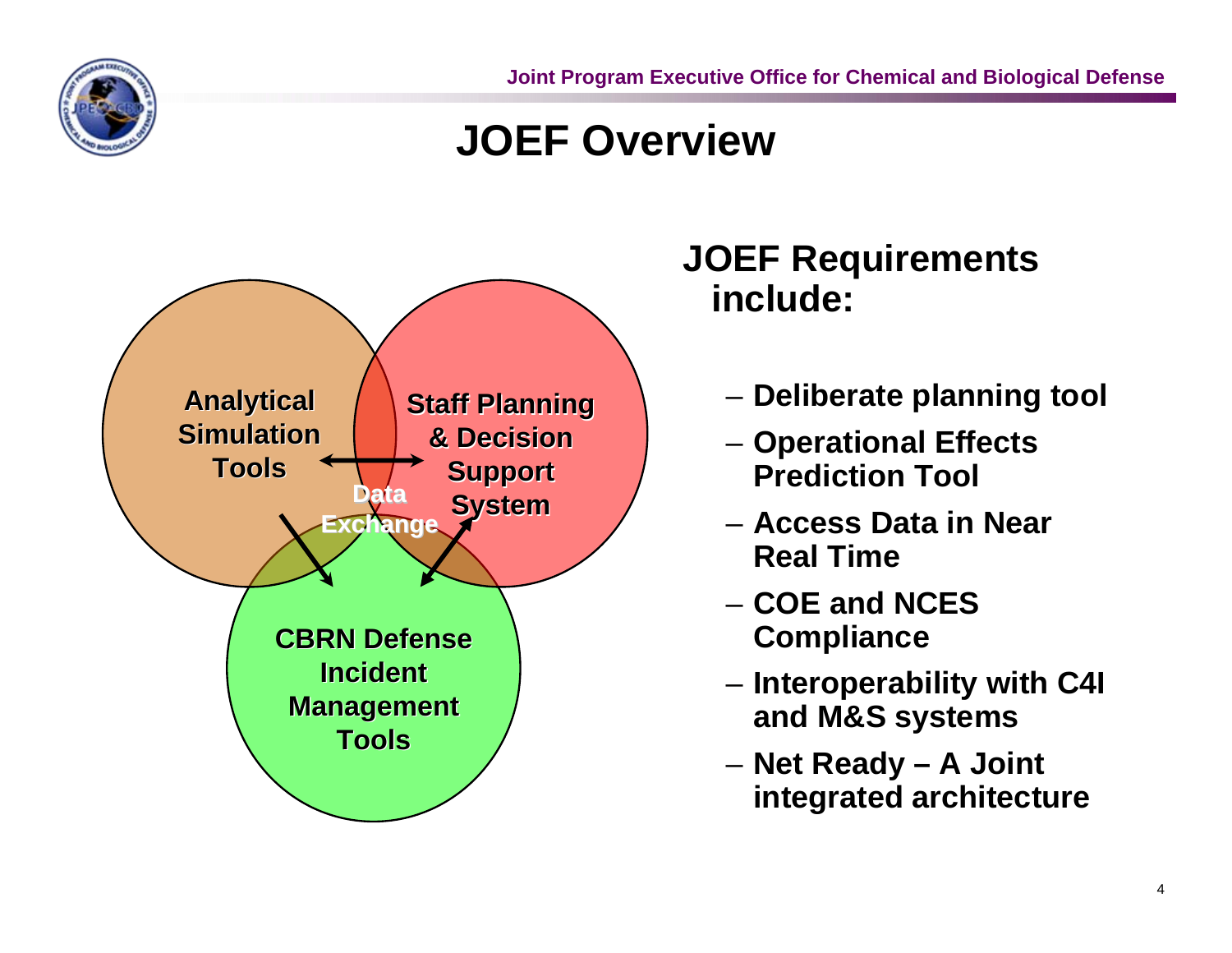# JOEF Overview

Analytical Simulation Tools

Staff Planning & Decision Support System

Data Exchange

CBRN Defense Incident Management Tools

**JOEF Requirements include:**

- Deliberate planning tool
- Operational Effects Prediction Tool
- Access Data in Near Real Time
- COE and NCES Compliance
- Interoperability with C4I and M&S systems
- Net Ready – A Joint integrated architecture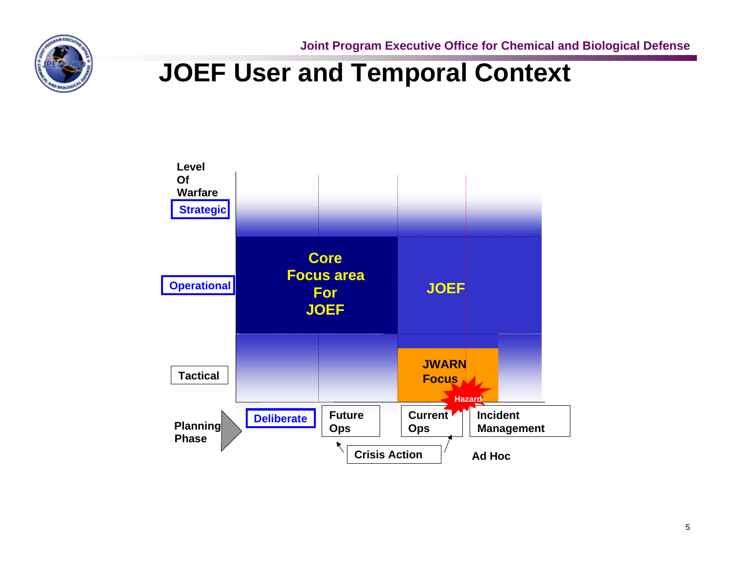# JOEF User and Temporal Context

Level Of Warfare

- Strategic
- Operational
- Tactical

Core Focus area For JOEF

JOEF

JWARN Focus

Hazard

Planning Phase

- Deliberate
- Future Ops
- Current Ops
- Incident Management

Crisis Action

Ad Hoc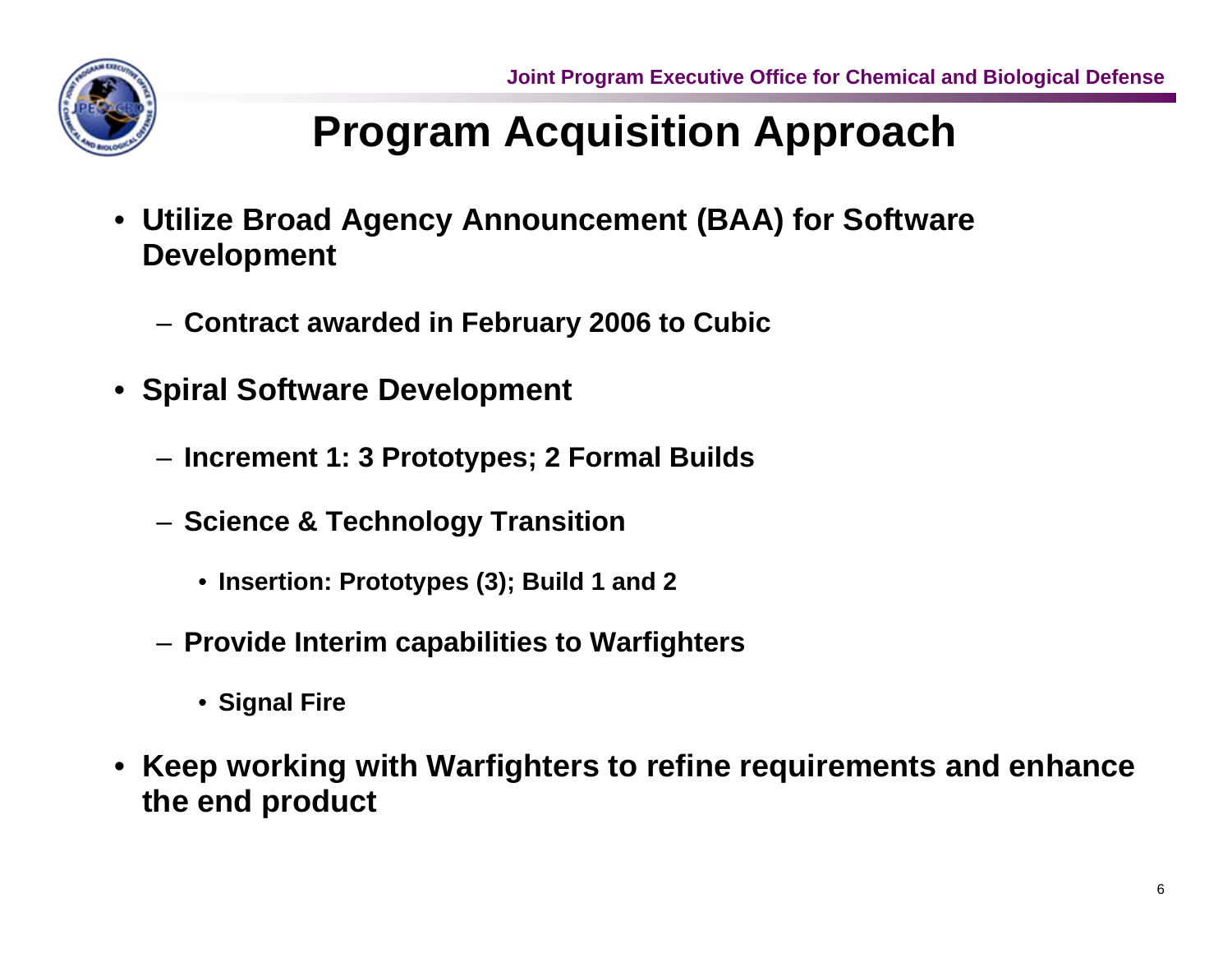# Program Acquisition Approach

- **Utilize Broad Agency Announcement (BAA) for Software Development**
  - **Contract awarded in February 2006 to Cubic**
- **Spiral Software Development**
  - **Increment 1: 3 Prototypes; 2 Formal Builds**
  - **Science & Technology Transition**
    - **Insertion: Prototypes (3); Build 1 and 2**
  - **Provide Interim capabilities to Warfighters**
    - **Signal Fire**
- **Keep working with Warfighters to refine requirements and enhance the end product**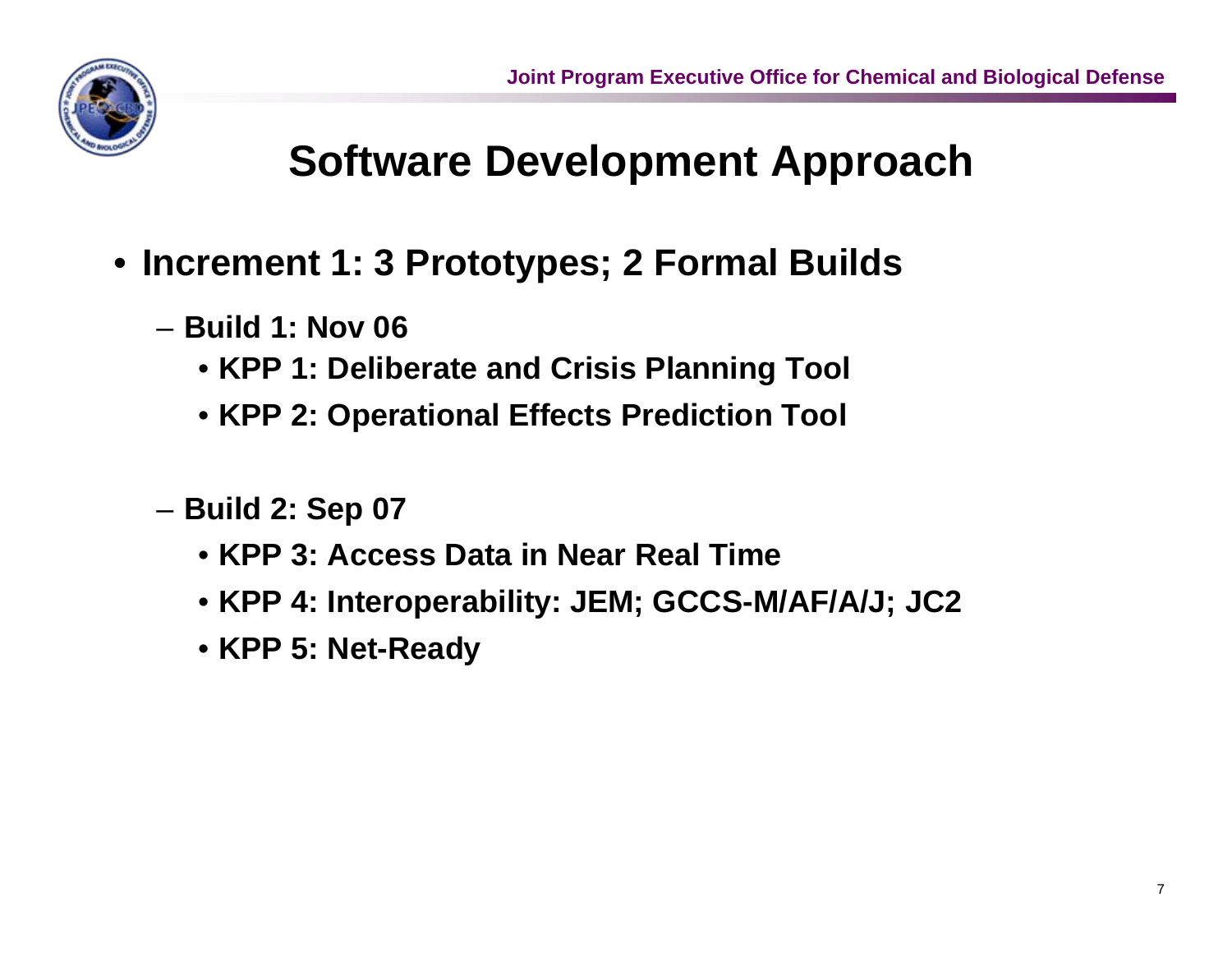# Software Development Approach

- **Increment 1: 3 Prototypes; 2 Formal Builds**
  - **Build 1: Nov 06**
    - **KPP 1: Deliberate and Crisis Planning Tool**
    - **KPP 2: Operational Effects Prediction Tool**
  - **Build 2: Sep 07**
    - **KPP 3: Access Data in Near Real Time**
    - **KPP 4: Interoperability: JEM; GCCS-M/AF/A/J; JC2**
    - **KPP 5: Net-Ready**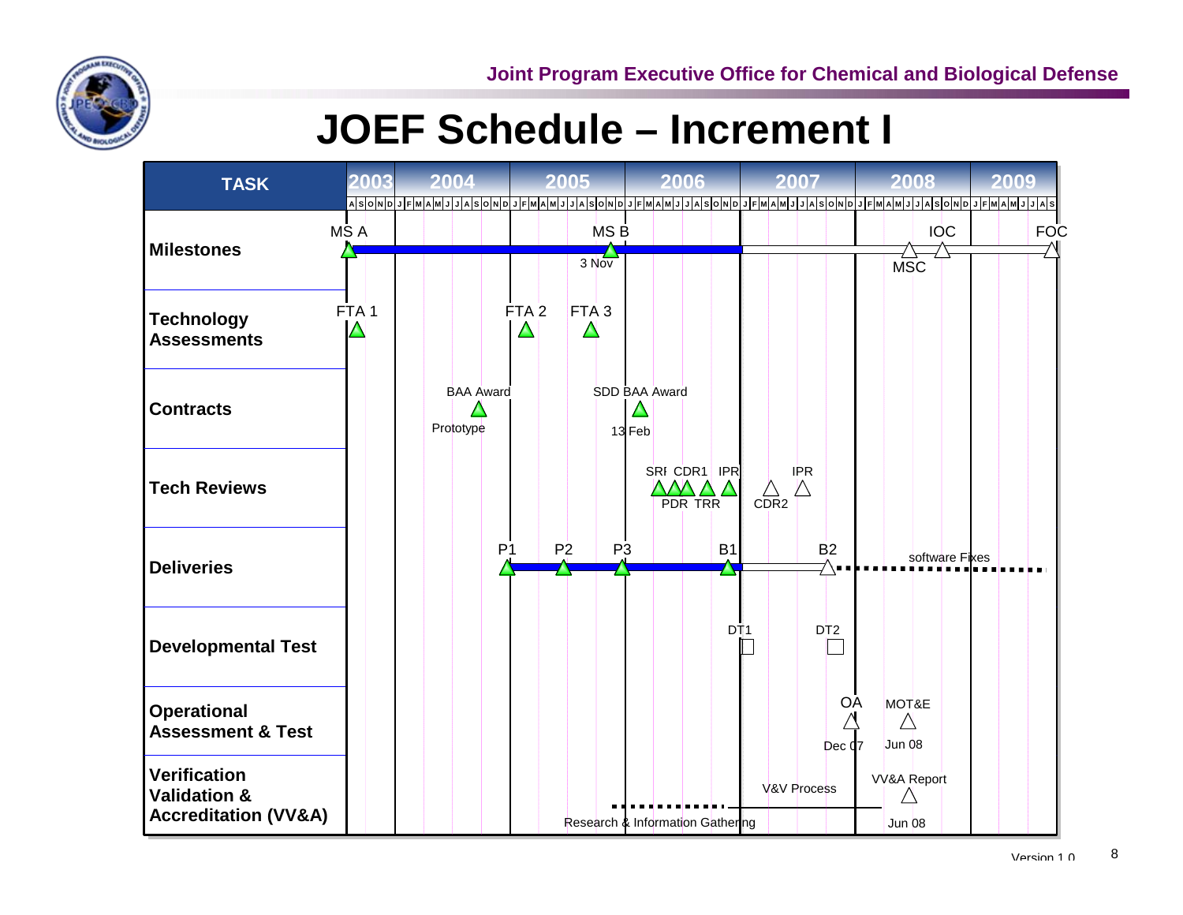# JOEF Schedule – Increment I

| TASK | 2003 | 2004 | 2005 | 2006 | 2007 | 2008 | 2009 |
|---|---|---|---|---|---|---|---|
| Milestones | MS A | | MS B (3 Nov) | | | MSC, IOC | FOC |
| Technology Assessments | FTA 1 | | FTA 2, FTA 3 | | | | |
| Contracts | | BAA Award (Prototype) | | SDD BAA Award (13 Feb) | | | |
| Tech Reviews | | | | SRR, PDR, CDR1, TRR, IPR | CDR2, IPR | | |
| Deliveries | | | P1, P2, P3 | B1 | B2 | software Fixes | |
| Developmental Test | | | | DT1 | DT2 | | |
| Operational Assessment & Test | | | | | OA (Dec 07) | MOT&E (Jun 08) | |
| Verification Validation & Accreditation (VV&A) | | | Research & Information Gathering | | V&V Process | VV&A Report (Jun 08) | |

Version 1.0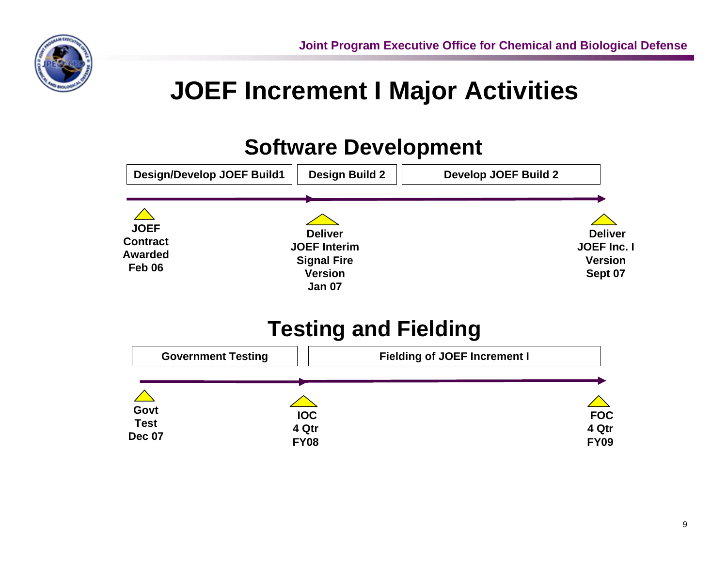# JOEF Increment I Major Activities

## Software Development

| Design/Develop JOEF Build1 | Design Build 2 | Develop JOEF Build 2 |
| --- | --- | --- |

- **JOEF Contract Awarded Feb 06**
- **Deliver JOEF Interim Signal Fire Version Jan 07**
- **Deliver JOEF Inc. I Version Sept 07**

## Testing and Fielding

| Government Testing | Fielding of JOEF Increment I |
| --- | --- |

- **Govt Test Dec 07**
- **IOC 4 Qtr FY08**
- **FOC 4 Qtr FY09**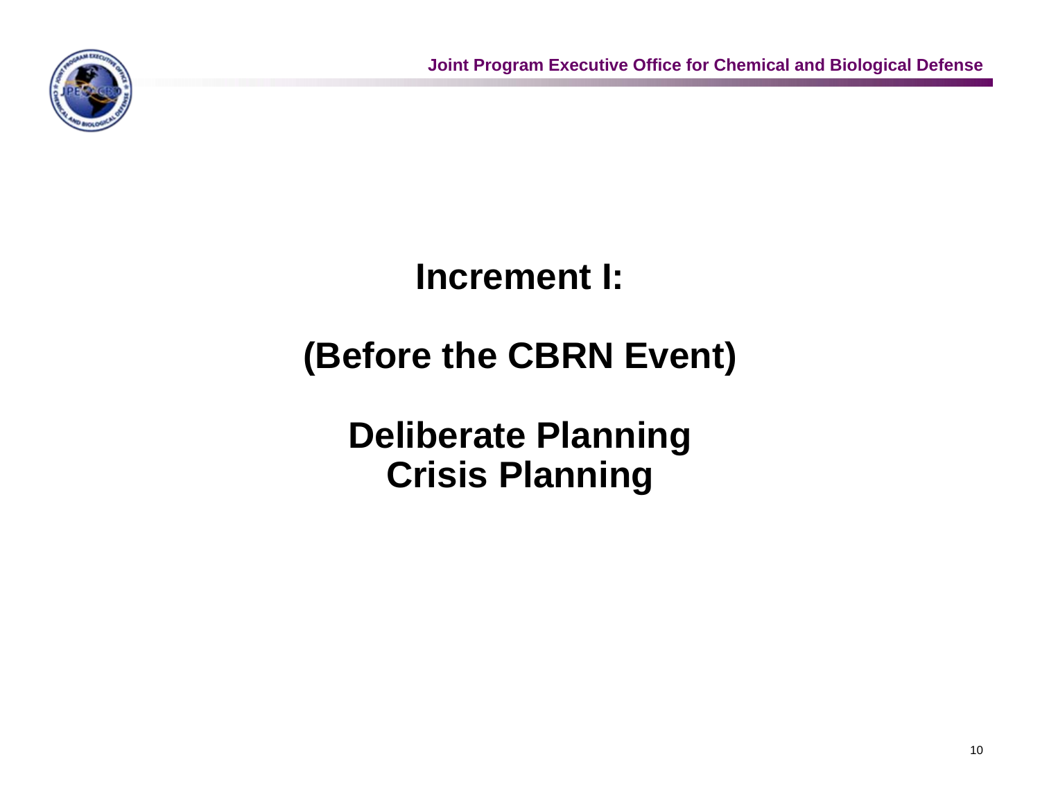# Increment I:

# (Before the CBRN Event)

## Deliberate Planning
## Crisis Planning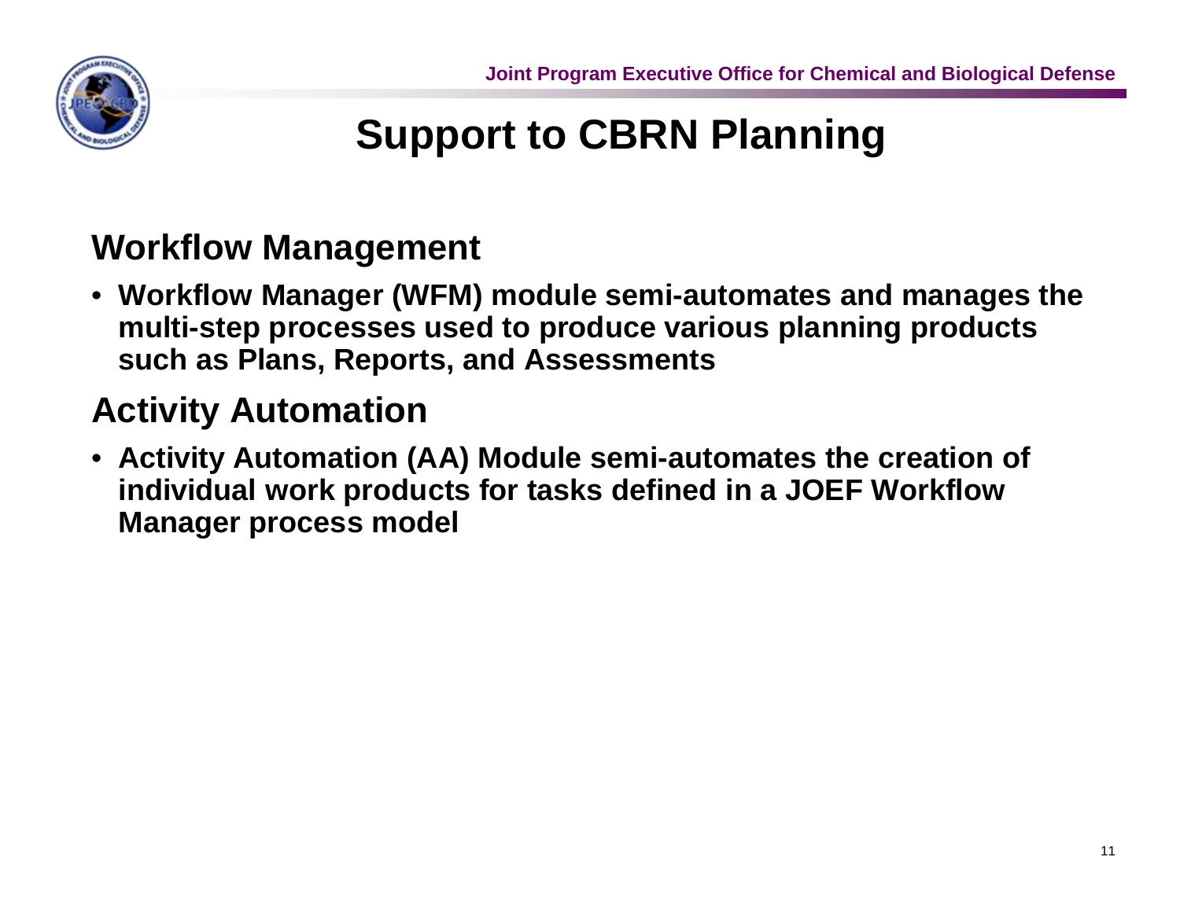# Support to CBRN Planning

## Workflow Management

- **Workflow Manager (WFM) module semi-automates and manages the multi-step processes used to produce various planning products such as Plans, Reports, and Assessments**

## Activity Automation

- **Activity Automation (AA) Module semi-automates the creation of individual work products for tasks defined in a JOEF Workflow Manager process model**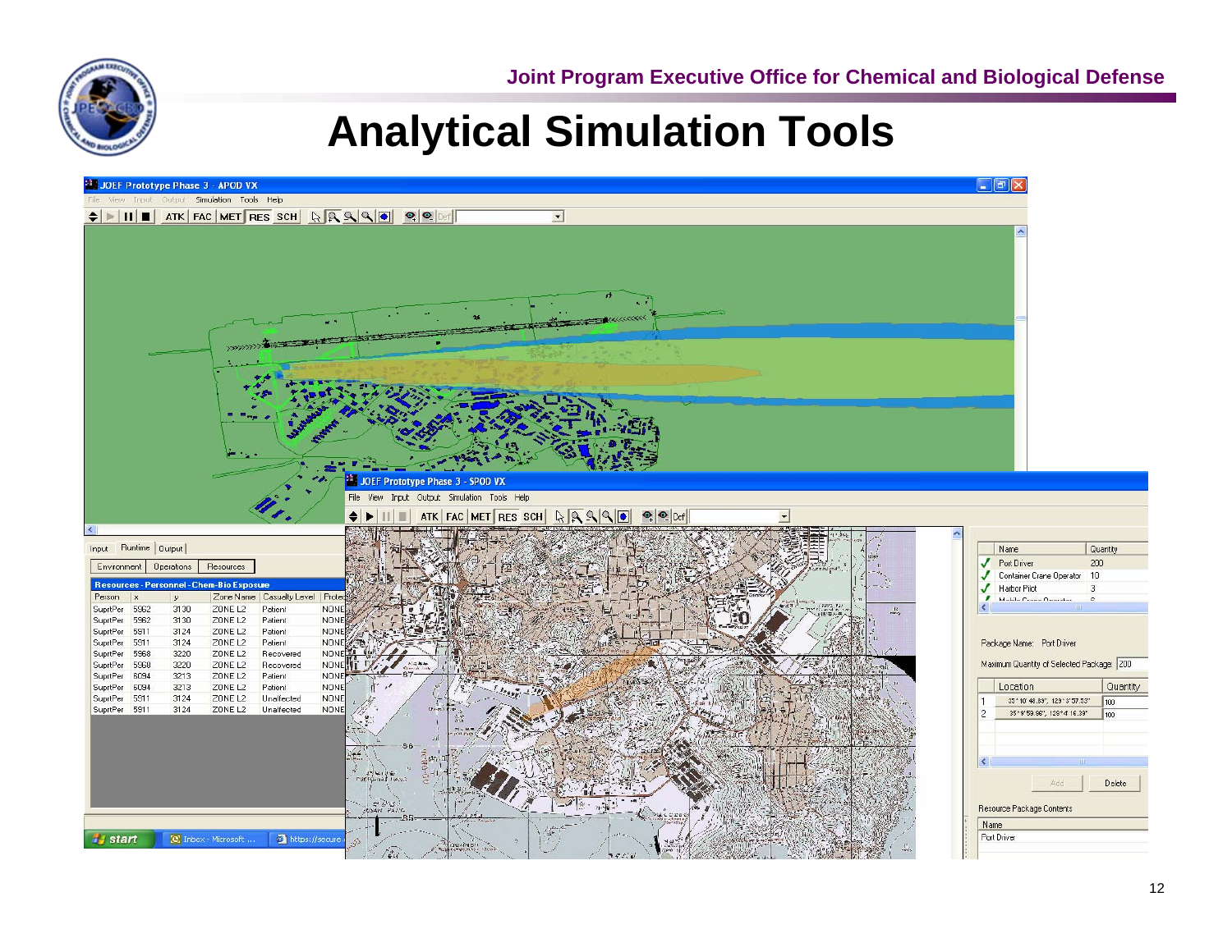# Analytical Simulation Tools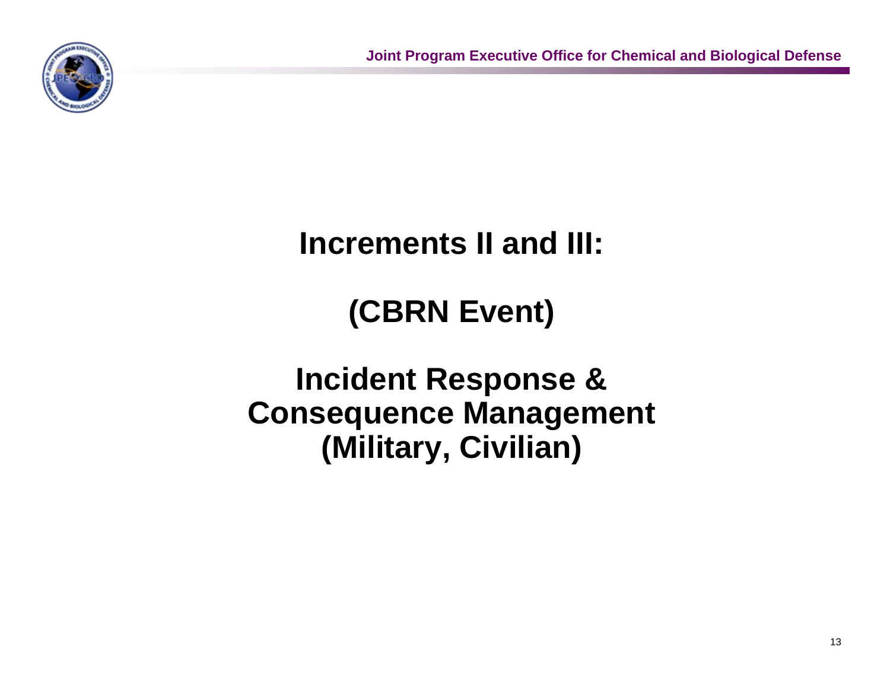# Increments II and III:

# (CBRN Event)

# Incident Response & Consequence Management (Military, Civilian)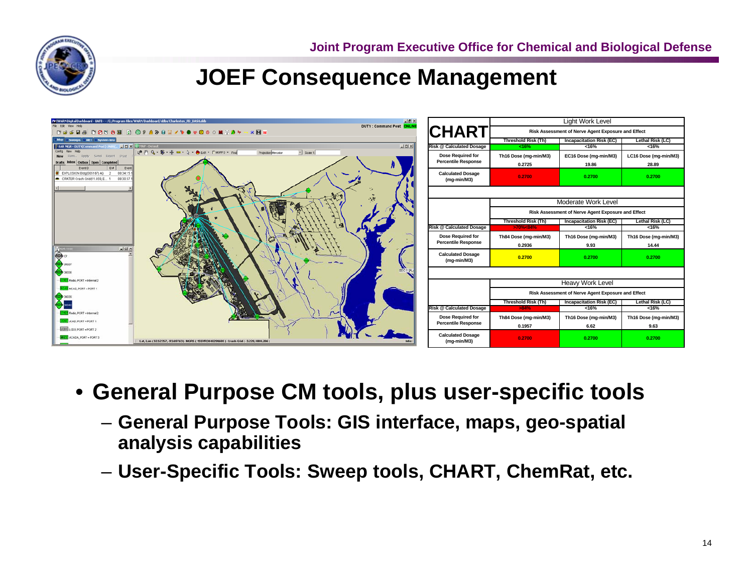# JOEF Consequence Management

| CHART | Light Work Level | | |
|---|---|---|---|
| | Risk Assessment of Nerve Agent Exposure and Effect | | |
| | Threshold Risk (Th) | Incapacitation Risk (EC) | Lethal Risk (LC) |
| Risk @ Calculated Dosage | <16% | <16% | <16% |
| Dose Required for Percentile Response | Th16 Dose (mg-min/M3) 0.2725 | EC16 Dose (mg-min/M3) 19.86 | LC16 Dose (mg-min/M3) 28.89 |
| Calculated Dosage (mg-min/M3) | 0.2700 | 0.2700 | 0.2700 |

| | Moderate Work Level | | |
|---|---|---|---|
| | Risk Assessment of Nerve Agent Exposure and Effect | | |
| | Threshold Risk (Th) | Incapacitation Risk (EC) | Lethal Risk (LC) |
| Risk @ Calculated Dosage | >70%<84% | <16% | <16% |
| Dose Required for Percentile Response | Th84 Dose (mg-min/M3) 0.2936 | Th16 Dose (mg-min/M3) 9.93 | Th16 Dose (mg-min/M3) 14.44 |
| Calculated Dosage (mg-min/M3) | 0.2700 | 0.2700 | 0.2700 |

| | Heavy Work Level | | |
|---|---|---|---|
| | Risk Assessment of Nerve Agent Exposure and Effect | | |
| | Threshold Risk (Th) | Incapacitation Risk (EC) | Lethal Risk (LC) |
| Risk @ Calculated Dosage | >84% | <16% | <16% |
| Dose Required for Percentile Response | Th84 Dose (mg-min/M3) 0.1957 | Th16 Dose (mg-min/M3) 6.62 | Th16 Dose (mg-min/M3) 9.63 |
| Calculated Dosage (mg-min/M3) | 0.2700 | 0.2700 | 0.2700 |

- **General Purpose CM tools, plus user-specific tools**
  - **General Purpose Tools: GIS interface, maps, geo-spatial analysis capabilities**
  - **User-Specific Tools: Sweep tools, CHART, ChemRat, etc.**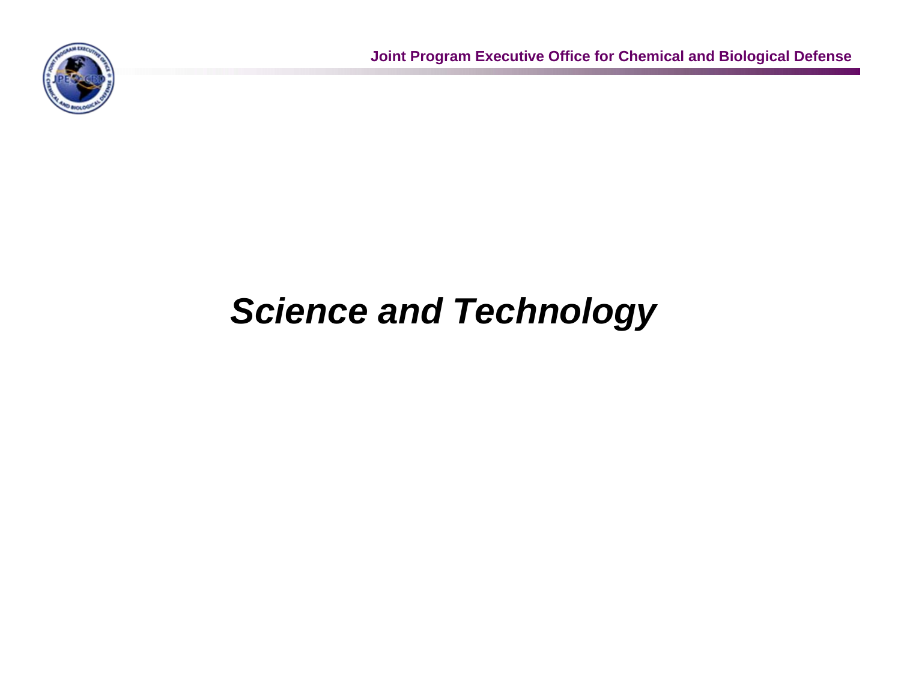# *Science and Technology*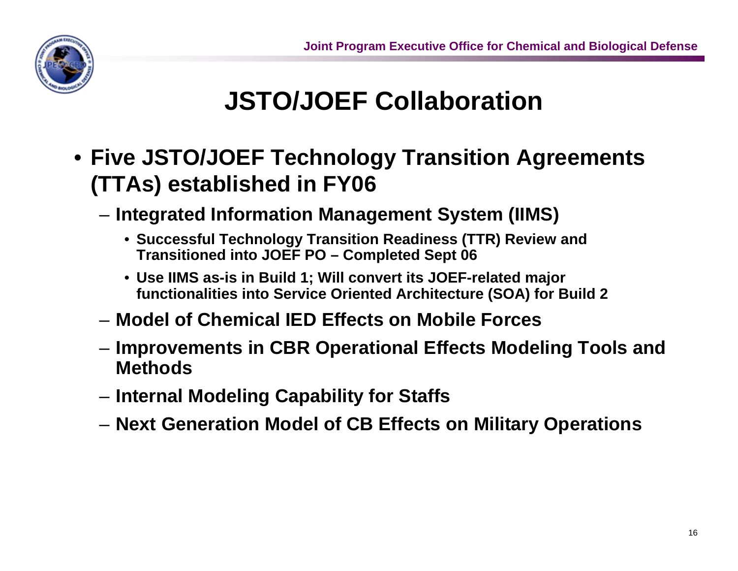# JSTO/JOEF Collaboration

- **Five JSTO/JOEF Technology Transition Agreements (TTAs) established in FY06**
  - **Integrated Information Management System (IIMS)**
    - **Successful Technology Transition Readiness (TTR) Review and Transitioned into JOEF PO – Completed Sept 06**
    - **Use IIMS as-is in Build 1; Will convert its JOEF-related major functionalities into Service Oriented Architecture (SOA) for Build 2**
  - **Model of Chemical IED Effects on Mobile Forces**
  - **Improvements in CBR Operational Effects Modeling Tools and Methods**
  - **Internal Modeling Capability for Staffs**
  - **Next Generation Model of CB Effects on Military Operations**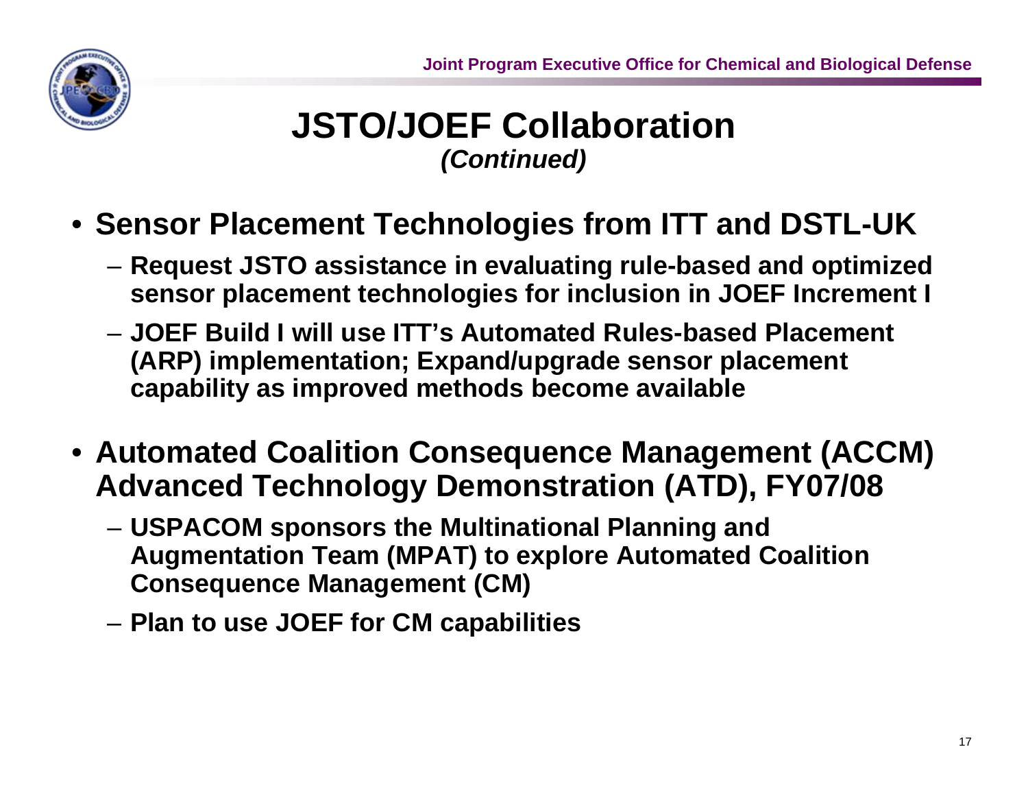# JSTO/JOEF Collaboration
*(Continued)*

- **Sensor Placement Technologies from ITT and DSTL-UK**
  - **Request JSTO assistance in evaluating rule-based and optimized sensor placement technologies for inclusion in JOEF Increment I**
  - **JOEF Build I will use ITT's Automated Rules-based Placement (ARP) implementation; Expand/upgrade sensor placement capability as improved methods become available**
- **Automated Coalition Consequence Management (ACCM) Advanced Technology Demonstration (ATD), FY07/08**
  - **USPACOM sponsors the Multinational Planning and Augmentation Team (MPAT) to explore Automated Coalition Consequence Management (CM)**
  - **Plan to use JOEF for CM capabilities**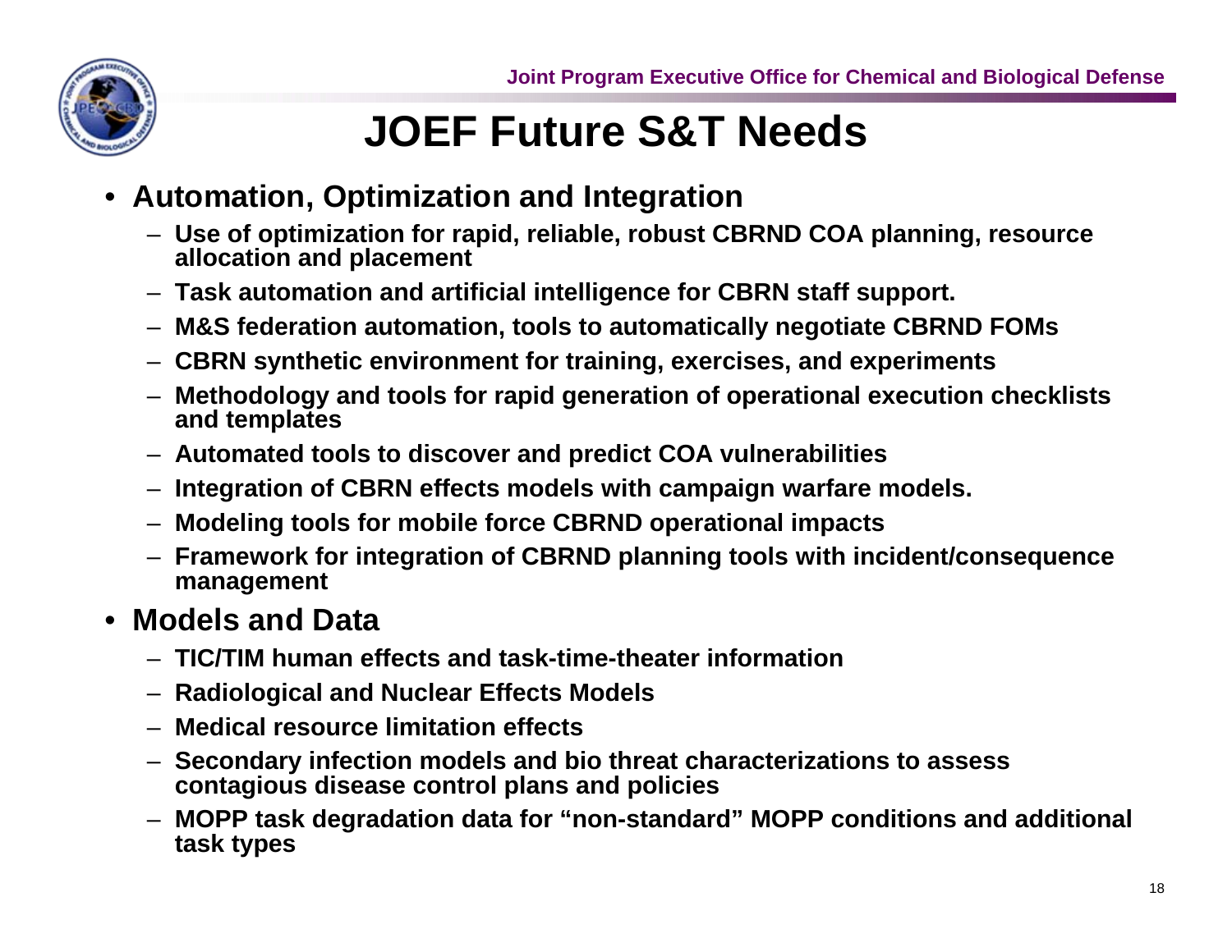# JOEF Future S&T Needs

- **Automation, Optimization and Integration**
  - Use of optimization for rapid, reliable, robust CBRND COA planning, resource allocation and placement
  - Task automation and artificial intelligence for CBRN staff support.
  - M&S federation automation, tools to automatically negotiate CBRND FOMs
  - CBRN synthetic environment for training, exercises, and experiments
  - Methodology and tools for rapid generation of operational execution checklists and templates
  - Automated tools to discover and predict COA vulnerabilities
  - Integration of CBRN effects models with campaign warfare models.
  - Modeling tools for mobile force CBRND operational impacts
  - Framework for integration of CBRND planning tools with incident/consequence management
- **Models and Data**
  - TIC/TIM human effects and task-time-theater information
  - Radiological and Nuclear Effects Models
  - Medical resource limitation effects
  - Secondary infection models and bio threat characterizations to assess contagious disease control plans and policies
  - MOPP task degradation data for "non-standard" MOPP conditions and additional task types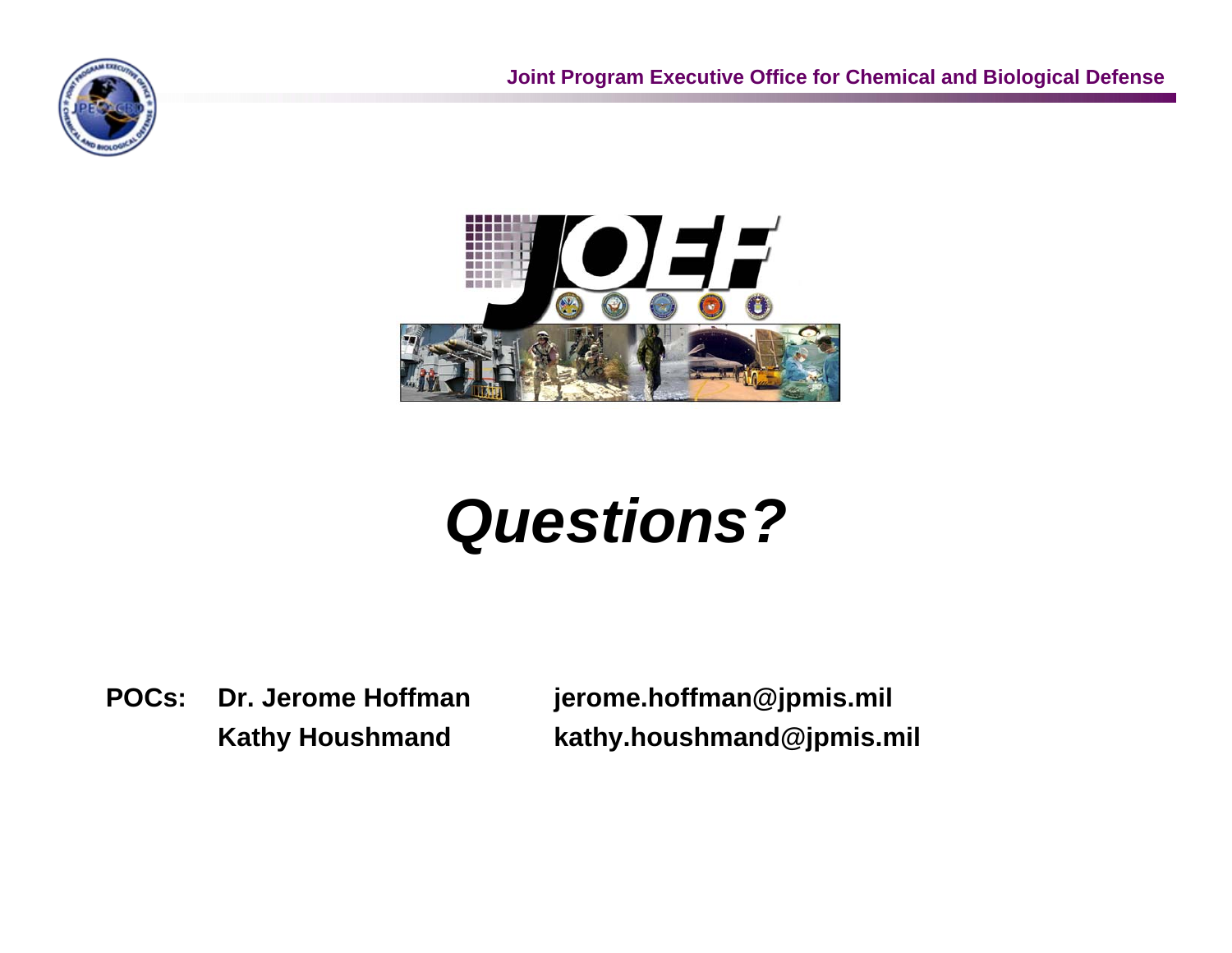# *Questions?*

| | | |
|---|---|---|
| **POCs:** | **Dr. Jerome Hoffman** | **jerome.hoffman@jpmis.mil** |
| | **Kathy Houshmand** | **kathy.houshmand@jpmis.mil** |